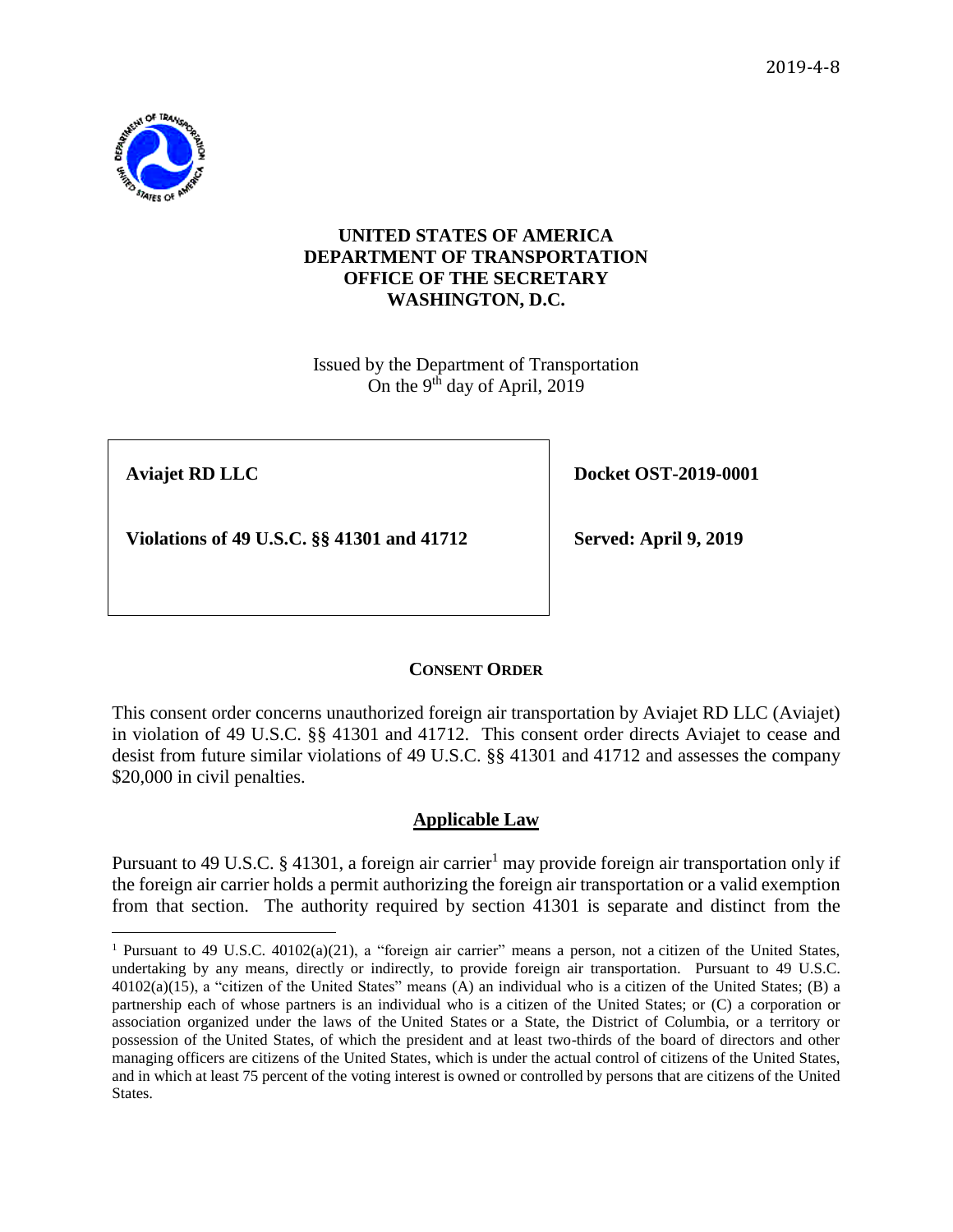2019-4-8

**UNITED STATES OF AMERICA**
**DEPARTMENT OF TRANSPORTATION**
**OFFICE OF THE SECRETARY**
**WASHINGTON, D.C.**

Issued by the Department of Transportation
On the 9th day of April, 2019

| **Aviajet RD LLC**<br><br>**Violations of 49 U.S.C. §§ 41301 and 41712** | **Docket OST-2019-0001**<br><br>**Served: April 9, 2019** |
|---|---|

**CONSENT ORDER**

This consent order concerns unauthorized foreign air transportation by Aviajet RD LLC (Aviajet) in violation of 49 U.S.C. §§ 41301 and 41712. This consent order directs Aviajet to cease and desist from future similar violations of 49 U.S.C. §§ 41301 and 41712 and assesses the company $20,000 in civil penalties.

**Applicable Law**

Pursuant to 49 U.S.C. § 41301, a foreign air carrier[1] may provide foreign air transportation only if the foreign air carrier holds a permit authorizing the foreign air transportation or a valid exemption from that section. The authority required by section 41301 is separate and distinct from the

[1] Pursuant to 49 U.S.C. 40102(a)(21), a "foreign air carrier" means a person, not a citizen of the United States, undertaking by any means, directly or indirectly, to provide foreign air transportation. Pursuant to 49 U.S.C. 40102(a)(15), a "citizen of the United States" means (A) an individual who is a citizen of the United States; (B) a partnership each of whose partners is an individual who is a citizen of the United States; or (C) a corporation or association organized under the laws of the United States or a State, the District of Columbia, or a territory or possession of the United States, of which the president and at least two-thirds of the board of directors and other managing officers are citizens of the United States, which is under the actual control of citizens of the United States, and in which at least 75 percent of the voting interest is owned or controlled by persons that are citizens of the United States.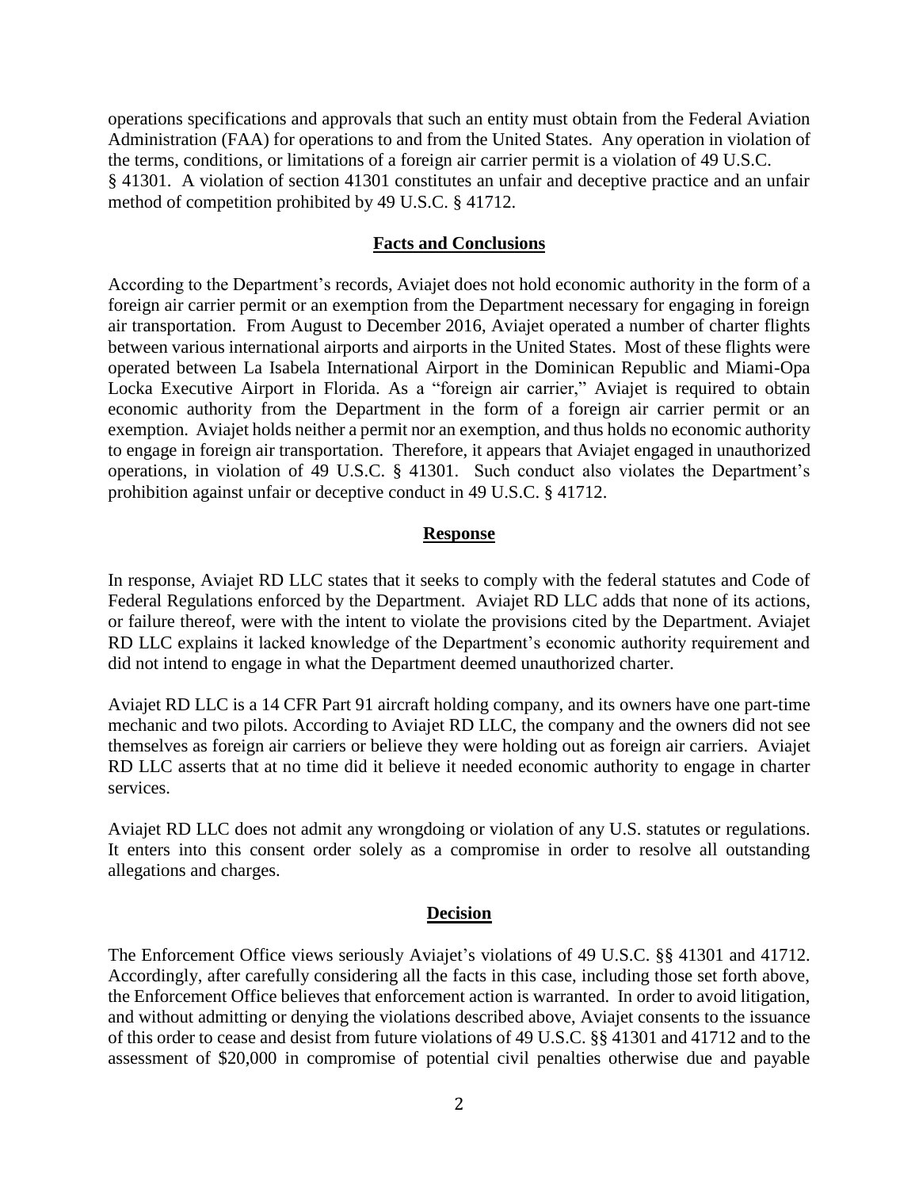operations specifications and approvals that such an entity must obtain from the Federal Aviation Administration (FAA) for operations to and from the United States. Any operation in violation of the terms, conditions, or limitations of a foreign air carrier permit is a violation of 49 U.S.C. § 41301. A violation of section 41301 constitutes an unfair and deceptive practice and an unfair method of competition prohibited by 49 U.S.C. § 41712.

## Facts and Conclusions

According to the Department's records, Aviajet does not hold economic authority in the form of a foreign air carrier permit or an exemption from the Department necessary for engaging in foreign air transportation. From August to December 2016, Aviajet operated a number of charter flights between various international airports and airports in the United States. Most of these flights were operated between La Isabela International Airport in the Dominican Republic and Miami-Opa Locka Executive Airport in Florida. As a "foreign air carrier," Aviajet is required to obtain economic authority from the Department in the form of a foreign air carrier permit or an exemption. Aviajet holds neither a permit nor an exemption, and thus holds no economic authority to engage in foreign air transportation. Therefore, it appears that Aviajet engaged in unauthorized operations, in violation of 49 U.S.C. § 41301. Such conduct also violates the Department's prohibition against unfair or deceptive conduct in 49 U.S.C. § 41712.

## Response

In response, Aviajet RD LLC states that it seeks to comply with the federal statutes and Code of Federal Regulations enforced by the Department. Aviajet RD LLC adds that none of its actions, or failure thereof, were with the intent to violate the provisions cited by the Department. Aviajet RD LLC explains it lacked knowledge of the Department's economic authority requirement and did not intend to engage in what the Department deemed unauthorized charter.

Aviajet RD LLC is a 14 CFR Part 91 aircraft holding company, and its owners have one part-time mechanic and two pilots. According to Aviajet RD LLC, the company and the owners did not see themselves as foreign air carriers or believe they were holding out as foreign air carriers. Aviajet RD LLC asserts that at no time did it believe it needed economic authority to engage in charter services.

Aviajet RD LLC does not admit any wrongdoing or violation of any U.S. statutes or regulations. It enters into this consent order solely as a compromise in order to resolve all outstanding allegations and charges.

## Decision

The Enforcement Office views seriously Aviajet's violations of 49 U.S.C. §§ 41301 and 41712. Accordingly, after carefully considering all the facts in this case, including those set forth above, the Enforcement Office believes that enforcement action is warranted. In order to avoid litigation, and without admitting or denying the violations described above, Aviajet consents to the issuance of this order to cease and desist from future violations of 49 U.S.C. §§ 41301 and 41712 and to the assessment of $20,000 in compromise of potential civil penalties otherwise due and payable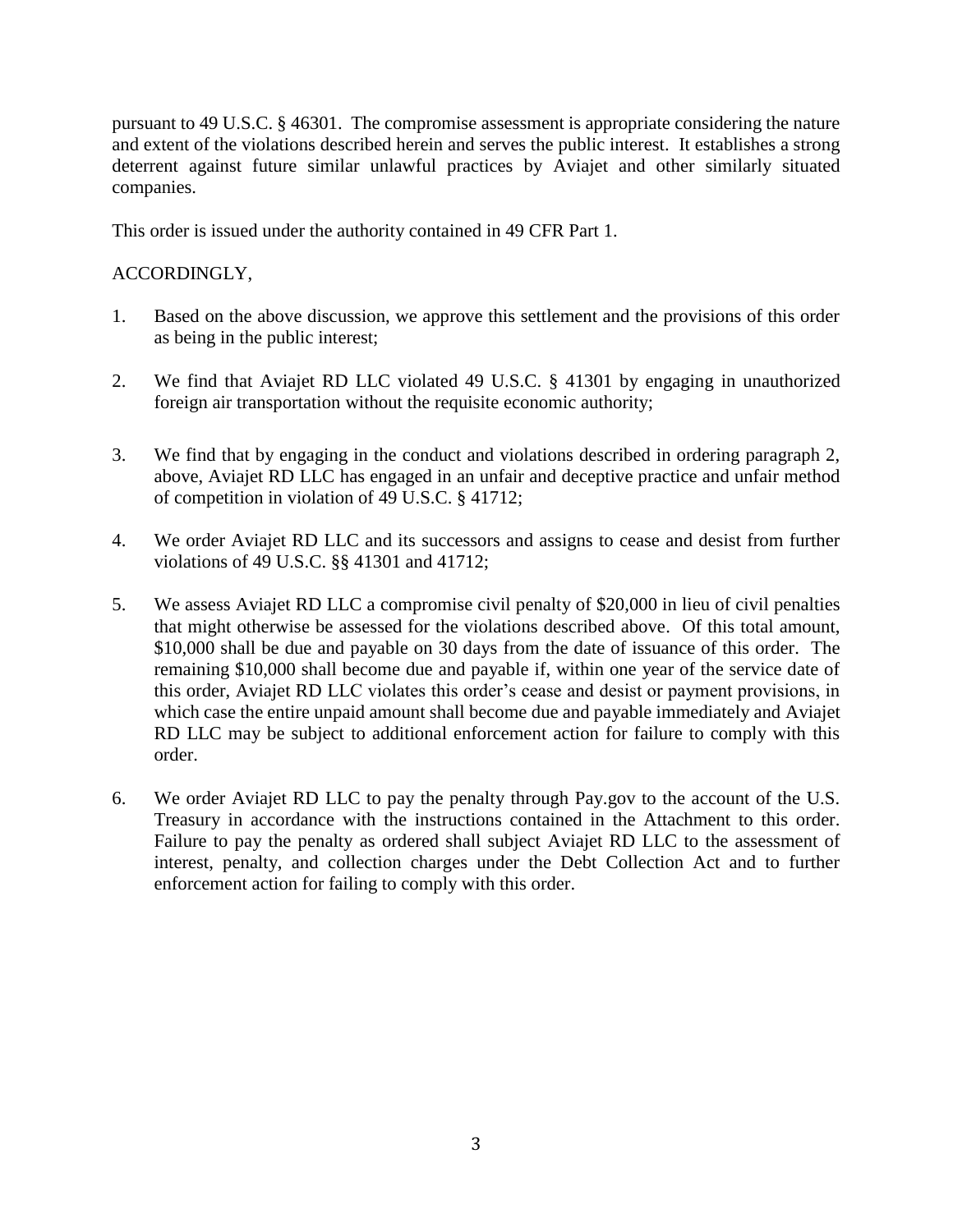pursuant to 49 U.S.C. § 46301. The compromise assessment is appropriate considering the nature and extent of the violations described herein and serves the public interest. It establishes a strong deterrent against future similar unlawful practices by Aviajet and other similarly situated companies.

This order is issued under the authority contained in 49 CFR Part 1.

ACCORDINGLY,

1. Based on the above discussion, we approve this settlement and the provisions of this order as being in the public interest;

2. We find that Aviajet RD LLC violated 49 U.S.C. § 41301 by engaging in unauthorized foreign air transportation without the requisite economic authority;

3. We find that by engaging in the conduct and violations described in ordering paragraph 2, above, Aviajet RD LLC has engaged in an unfair and deceptive practice and unfair method of competition in violation of 49 U.S.C. § 41712;

4. We order Aviajet RD LLC and its successors and assigns to cease and desist from further violations of 49 U.S.C. §§ 41301 and 41712;

5. We assess Aviajet RD LLC a compromise civil penalty of $20,000 in lieu of civil penalties that might otherwise be assessed for the violations described above. Of this total amount, $10,000 shall be due and payable on 30 days from the date of issuance of this order. The remaining $10,000 shall become due and payable if, within one year of the service date of this order, Aviajet RD LLC violates this order's cease and desist or payment provisions, in which case the entire unpaid amount shall become due and payable immediately and Aviajet RD LLC may be subject to additional enforcement action for failure to comply with this order.

6. We order Aviajet RD LLC to pay the penalty through Pay.gov to the account of the U.S. Treasury in accordance with the instructions contained in the Attachment to this order. Failure to pay the penalty as ordered shall subject Aviajet RD LLC to the assessment of interest, penalty, and collection charges under the Debt Collection Act and to further enforcement action for failing to comply with this order.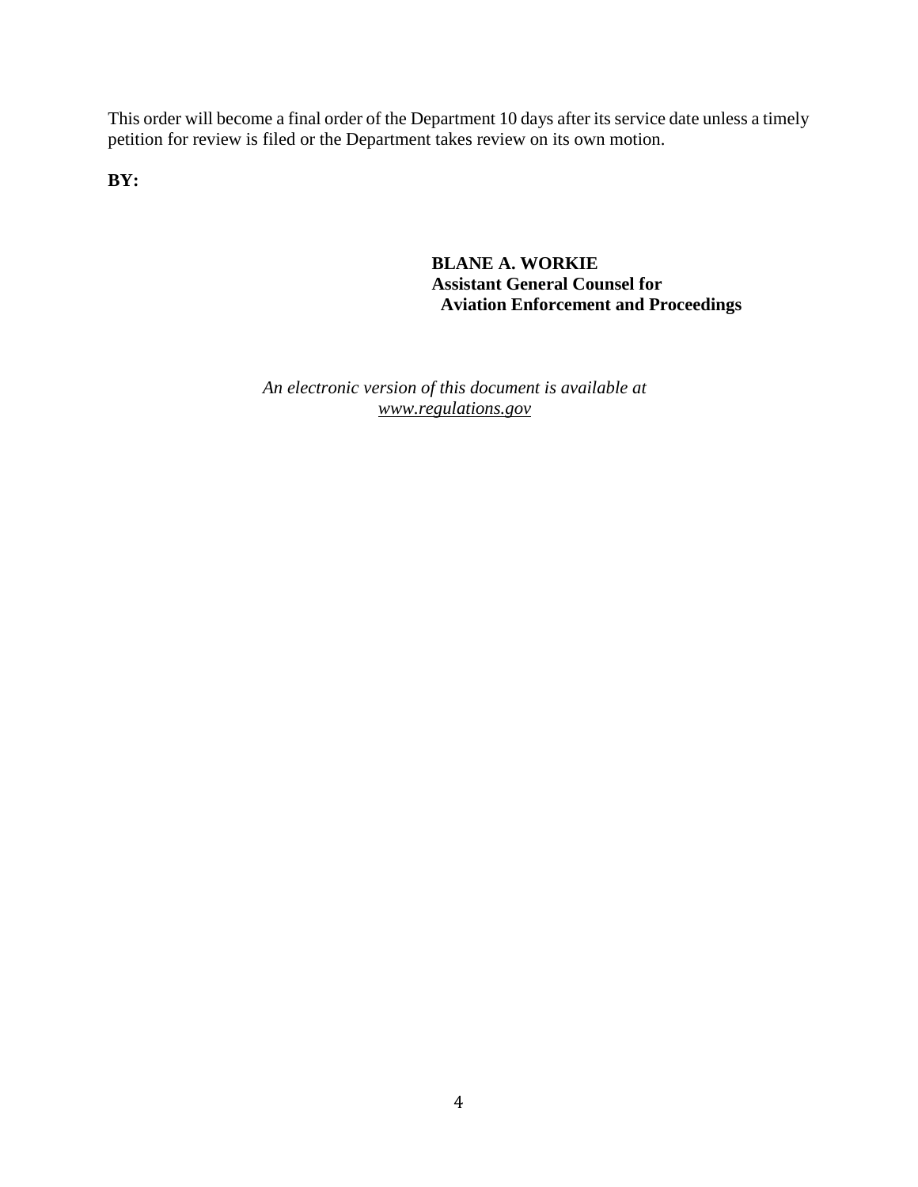This order will become a final order of the Department 10 days after its service date unless a timely petition for review is filed or the Department takes review on its own motion.

**BY:**

**BLANE A. WORKIE**
**Assistant General Counsel for**
**Aviation Enforcement and Proceedings**

*An electronic version of this document is available at*
*www.regulations.gov*